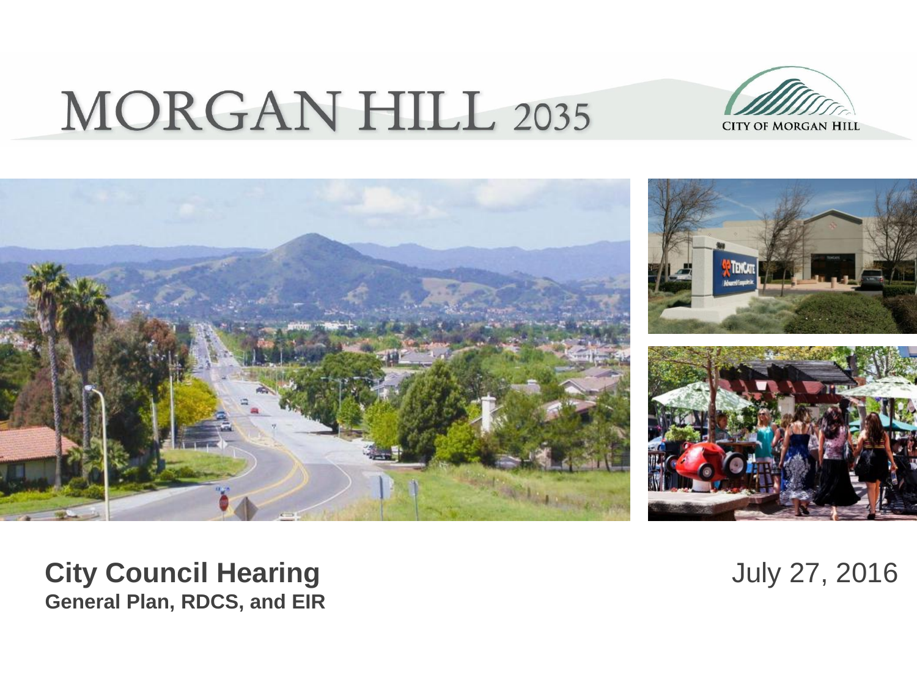# MORGAN HILL 2035

CITY OF MORGAN HILL

**City Council Hearing**
**General Plan, RDCS, and EIR**

July 27, 2016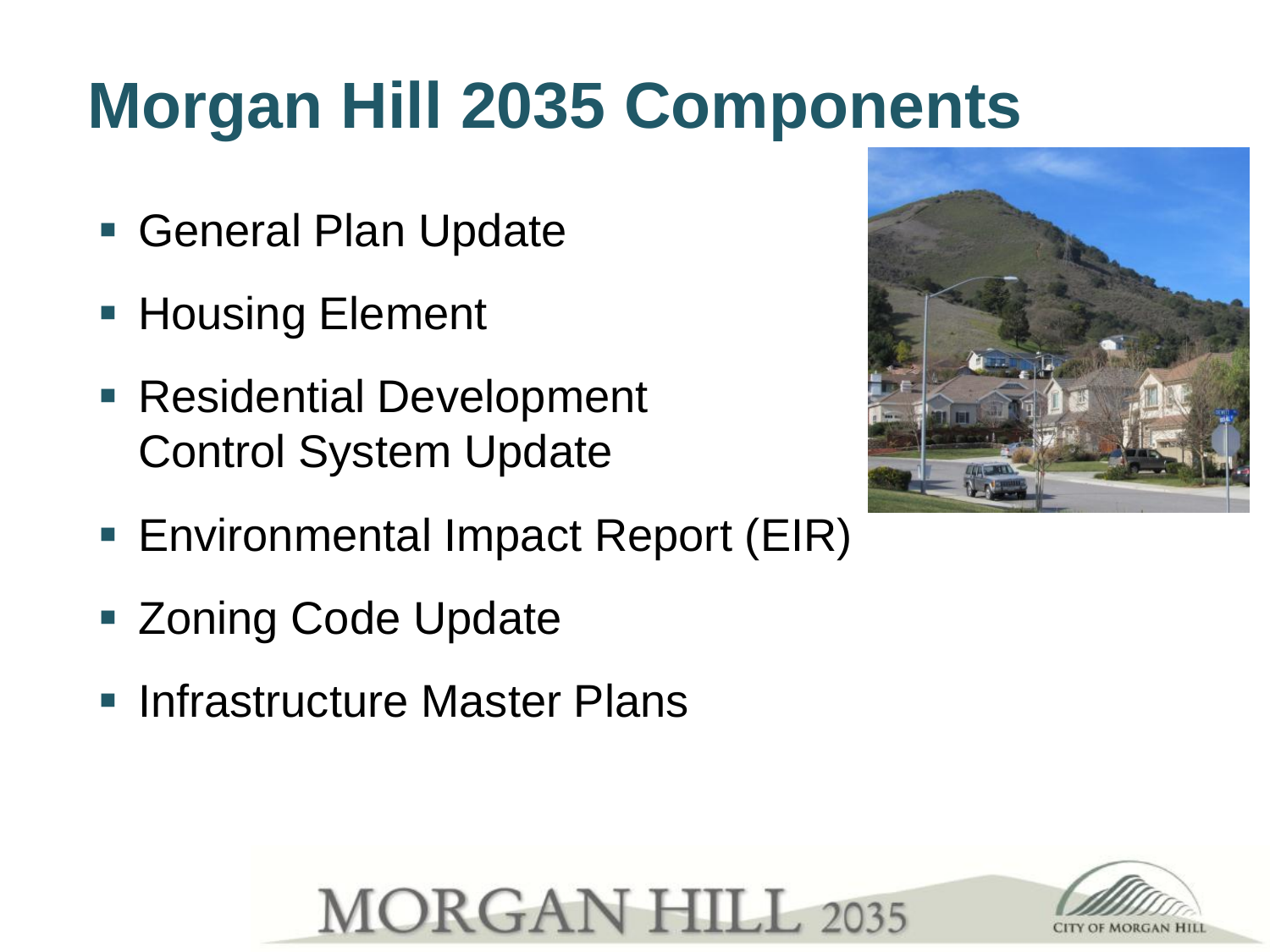# Morgan Hill 2035 Components

- General Plan Update
- Housing Element
- Residential Development Control System Update
- Environmental Impact Report (EIR)
- Zoning Code Update
- Infrastructure Master Plans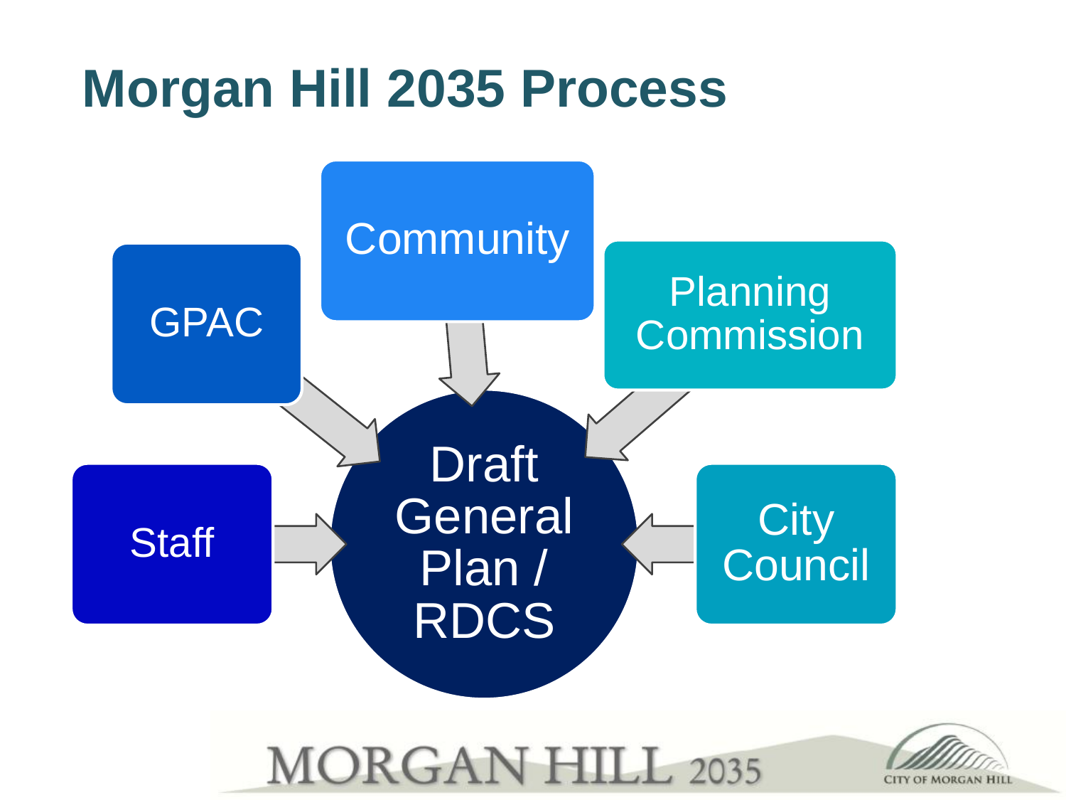# Morgan Hill 2035 Process

- GPAC
- Community
- Planning Commission
- Staff
- City Council

Draft General Plan / RDCS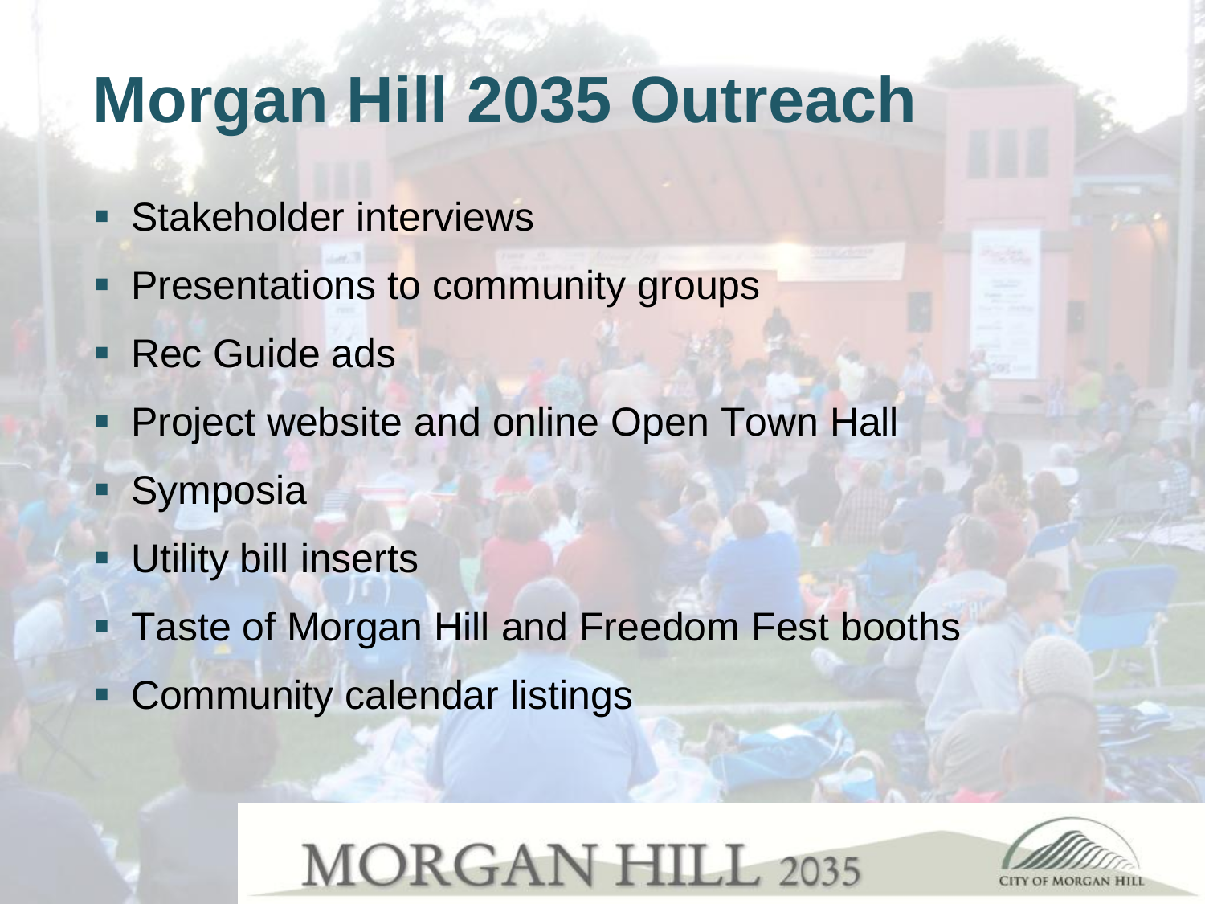# Morgan Hill 2035 Outreach

- Stakeholder interviews
- Presentations to community groups
- Rec Guide ads
- Project website and online Open Town Hall
- Symposia
- Utility bill inserts
- Taste of Morgan Hill and Freedom Fest booths
- Community calendar listings

MORGAN HILL 2035

CITY OF MORGAN HILL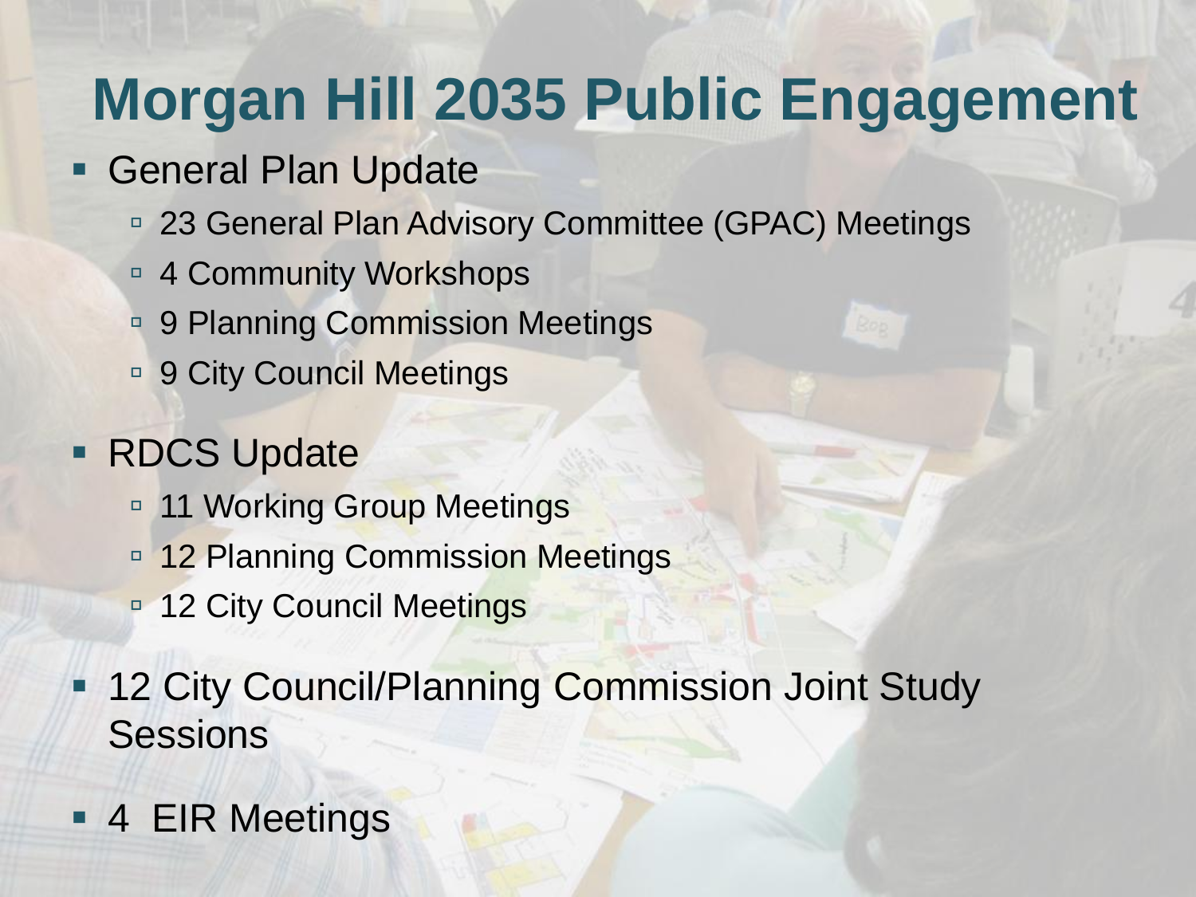# Morgan Hill 2035 Public Engagement

- General Plan Update
  - 23 General Plan Advisory Committee (GPAC) Meetings
  - 4 Community Workshops
  - 9 Planning Commission Meetings
  - 9 City Council Meetings
- RDCS Update
  - 11 Working Group Meetings
  - 12 Planning Commission Meetings
  - 12 City Council Meetings
- 12 City Council/Planning Commission Joint Study Sessions
- 4 EIR Meetings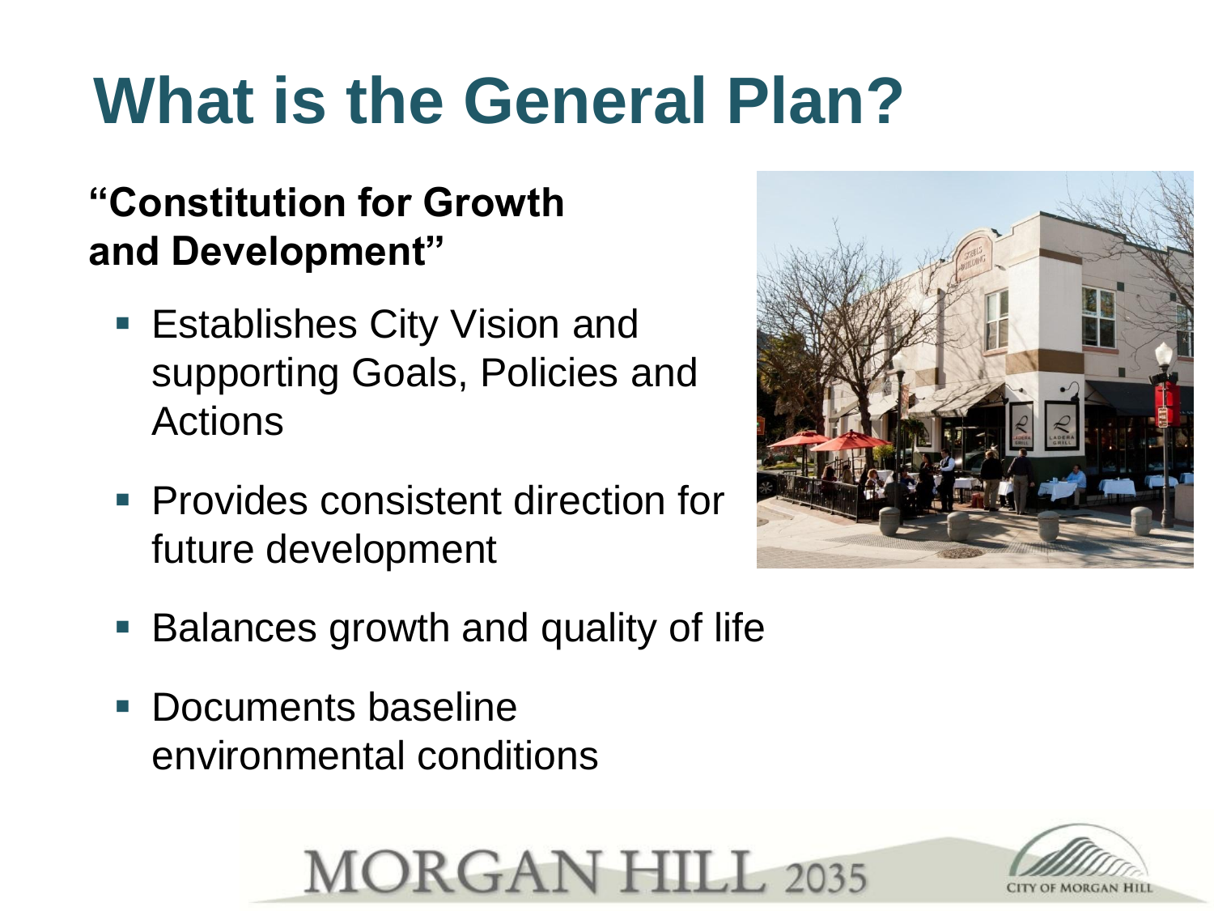# What is the General Plan?

**"Constitution for Growth and Development"**

- Establishes City Vision and supporting Goals, Policies and Actions
- Provides consistent direction for future development
- Balances growth and quality of life
- Documents baseline environmental conditions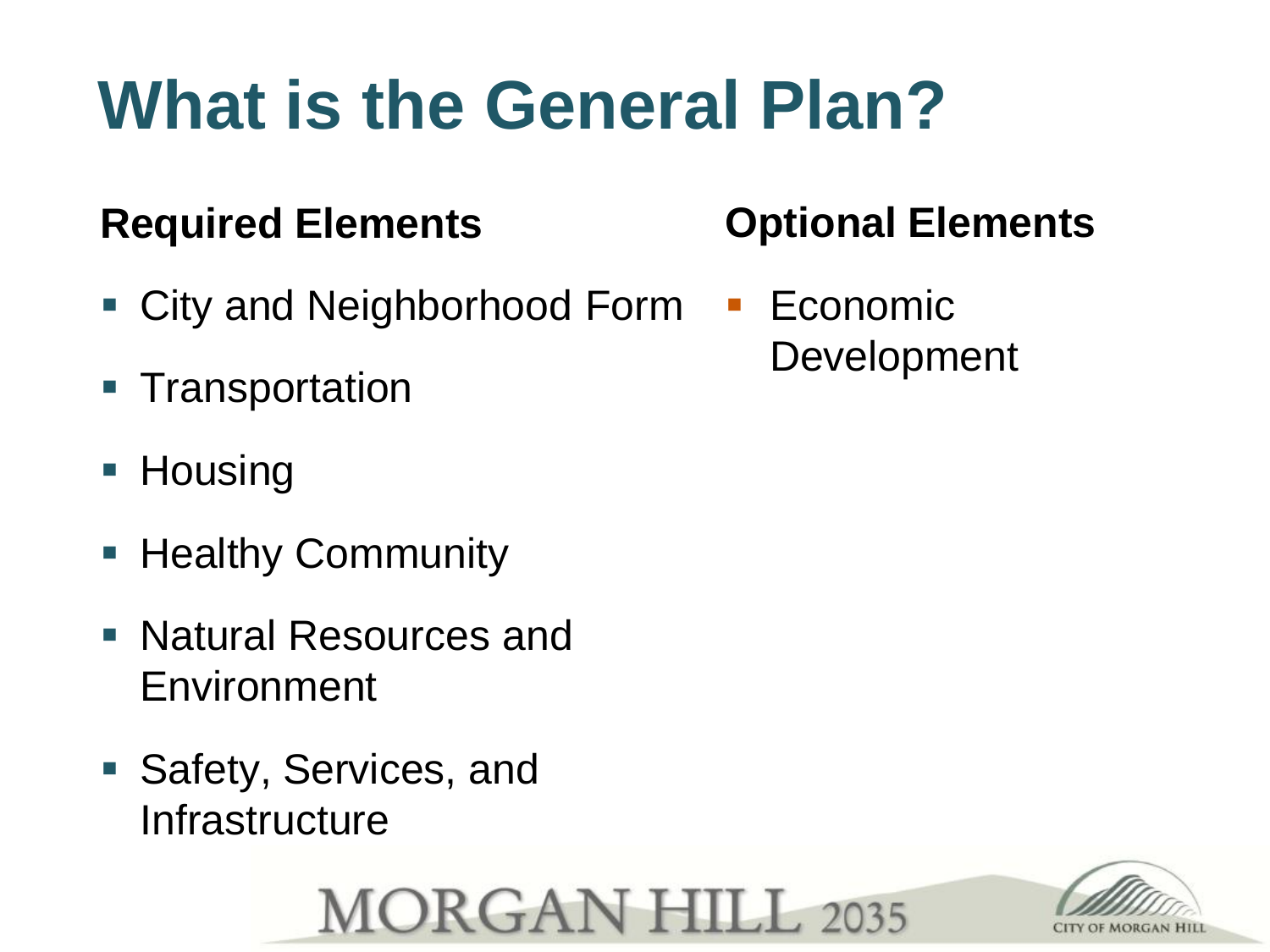# What is the General Plan?

### Required Elements

- City and Neighborhood Form
- Transportation
- Housing
- Healthy Community
- Natural Resources and Environment
- Safety, Services, and Infrastructure

### Optional Elements

- Economic Development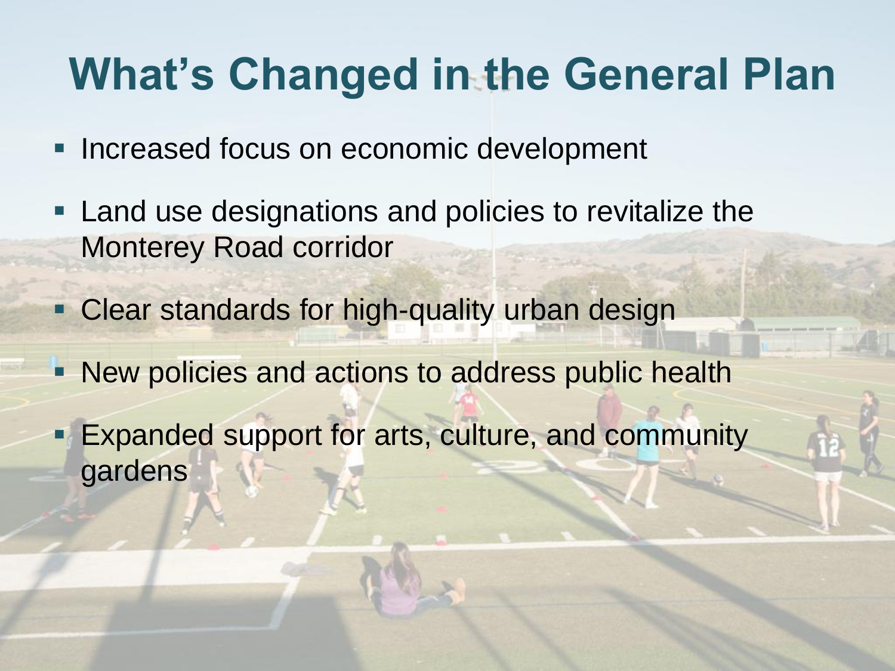# What's Changed in the General Plan

- Increased focus on economic development
- Land use designations and policies to revitalize the Monterey Road corridor
- Clear standards for high-quality urban design
- New policies and actions to address public health
- Expanded support for arts, culture, and community gardens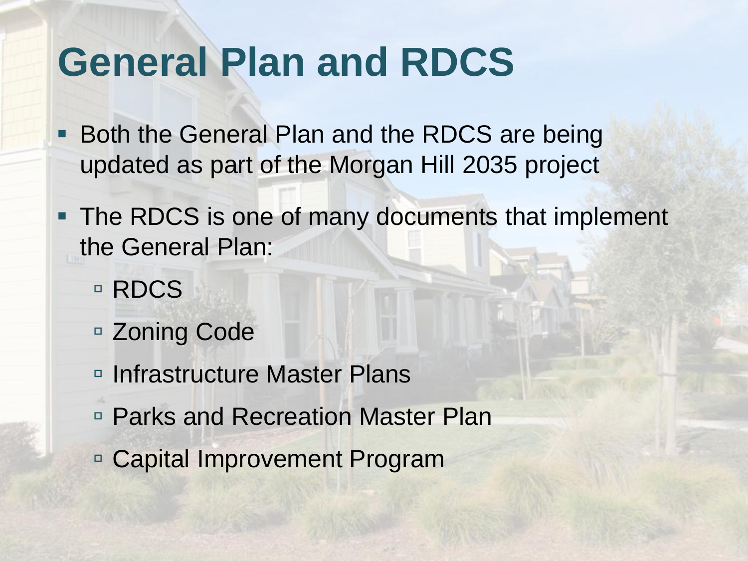# General Plan and RDCS

- Both the General Plan and the RDCS are being updated as part of the Morgan Hill 2035 project
- The RDCS is one of many documents that implement the General Plan:
  - RDCS
  - Zoning Code
  - Infrastructure Master Plans
  - Parks and Recreation Master Plan
  - Capital Improvement Program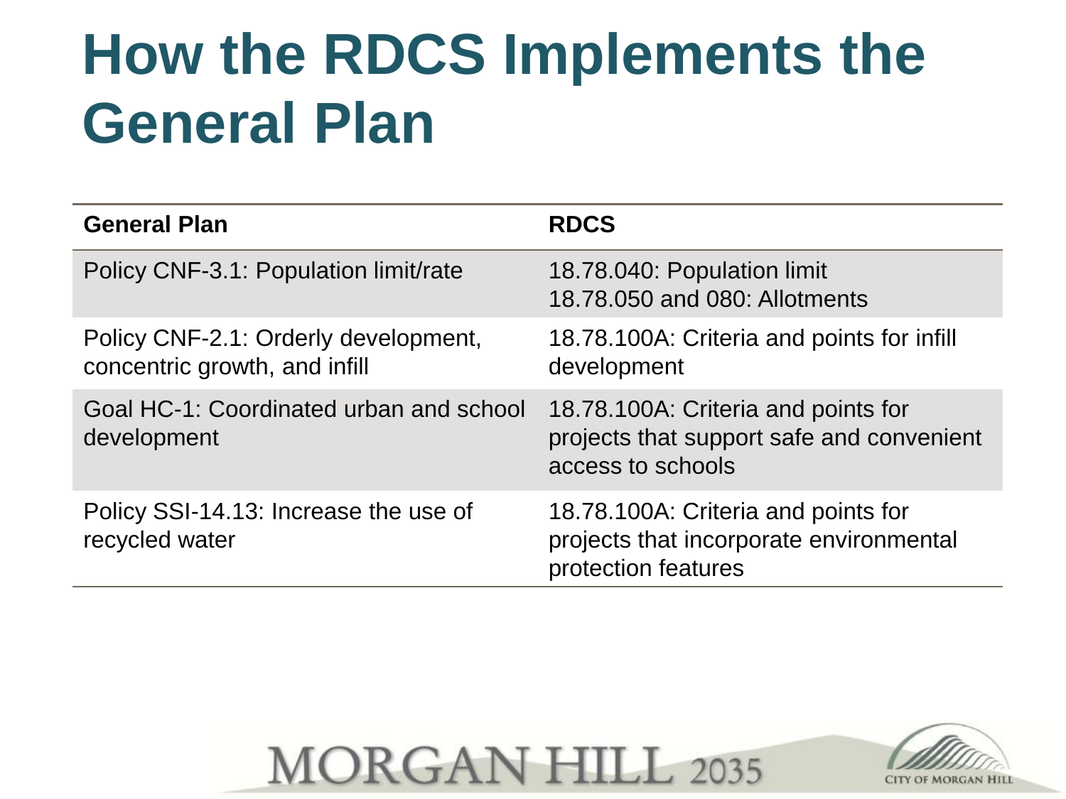# How the RDCS Implements the General Plan

| General Plan | RDCS |
|---|---|
| Policy CNF-3.1: Population limit/rate | 18.78.040: Population limit<br>18.78.050 and 080: Allotments |
| Policy CNF-2.1: Orderly development, concentric growth, and infill | 18.78.100A: Criteria and points for infill development |
| Goal HC-1: Coordinated urban and school development | 18.78.100A: Criteria and points for projects that support safe and convenient access to schools |
| Policy SSI-14.13: Increase the use of recycled water | 18.78.100A: Criteria and points for projects that incorporate environmental protection features |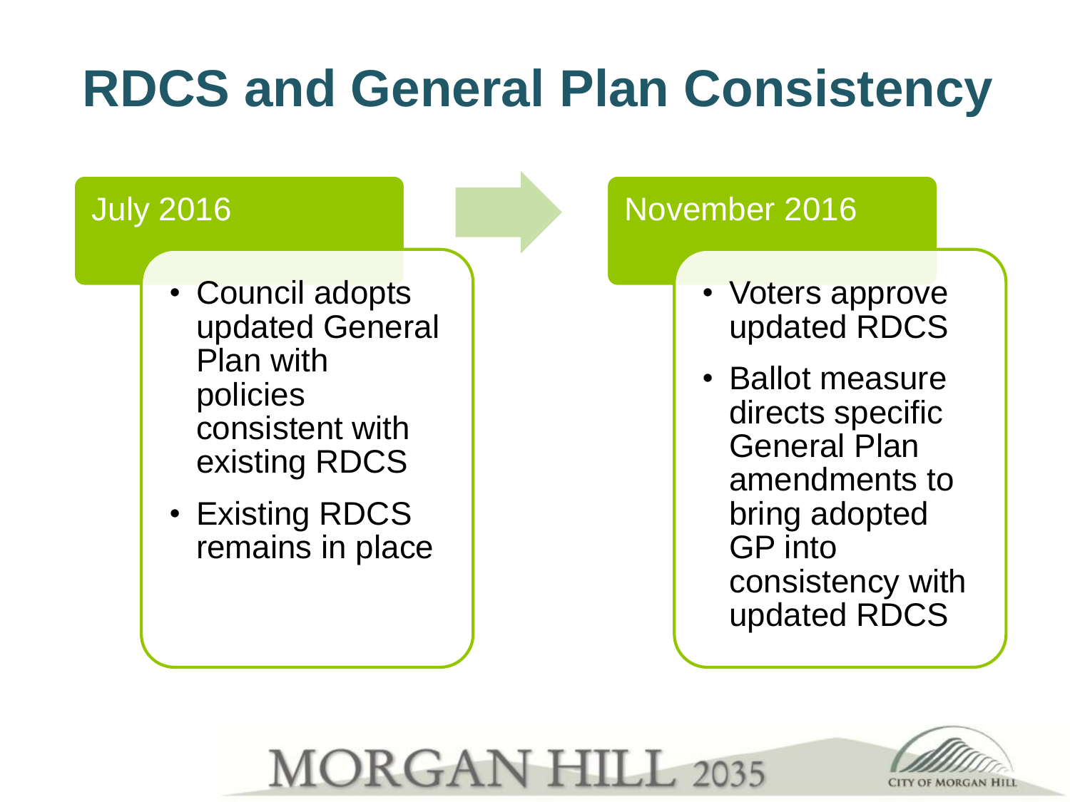# RDCS and General Plan Consistency

## July 2016

- Council adopts updated General Plan with policies consistent with existing RDCS
- Existing RDCS remains in place

## November 2016

- Voters approve updated RDCS
- Ballot measure directs specific General Plan amendments to bring adopted GP into consistency with updated RDCS

MORGAN HILL 2035

CITY OF MORGAN HILL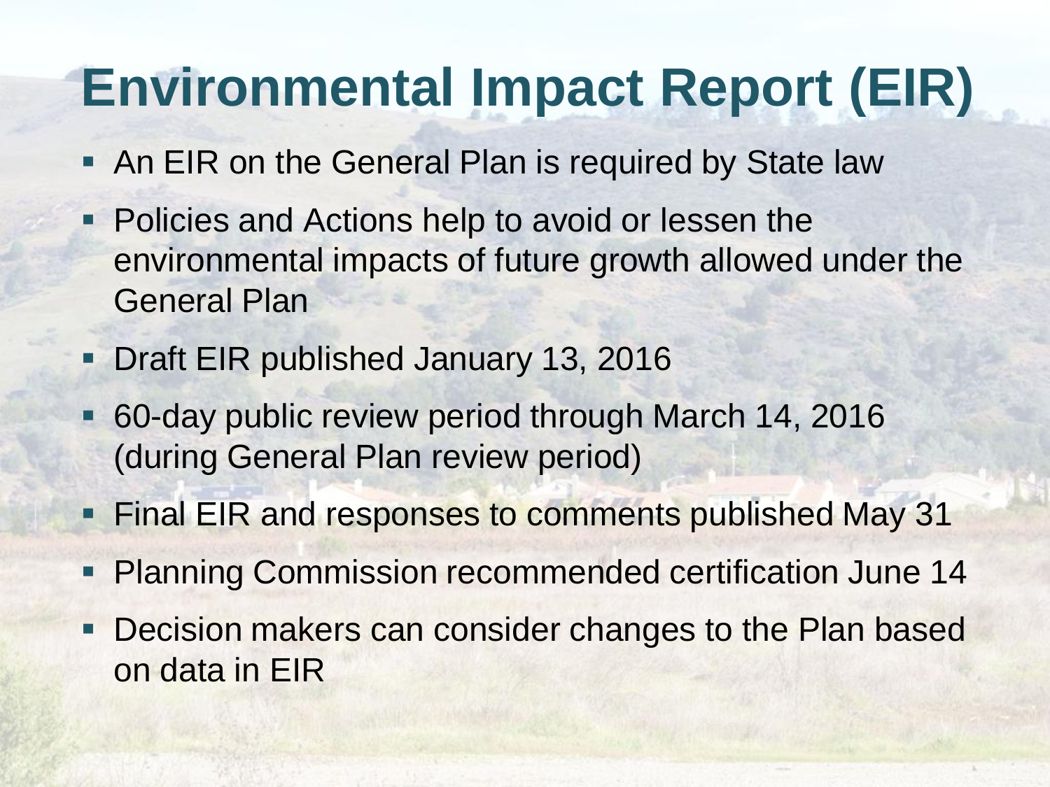# Environmental Impact Report (EIR)

- An EIR on the General Plan is required by State law
- Policies and Actions help to avoid or lessen the environmental impacts of future growth allowed under the General Plan
- Draft EIR published January 13, 2016
- 60-day public review period through March 14, 2016 (during General Plan review period)
- Final EIR and responses to comments published May 31
- Planning Commission recommended certification June 14
- Decision makers can consider changes to the Plan based on data in EIR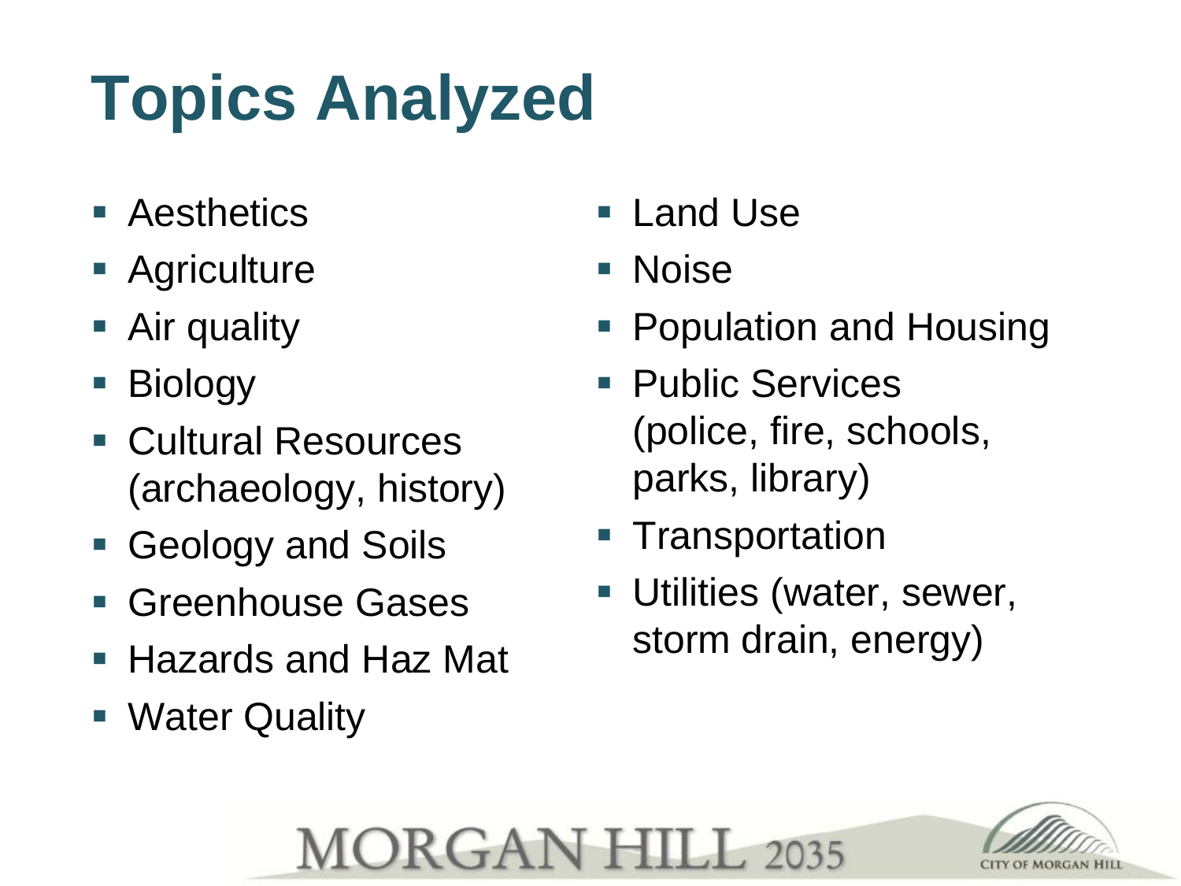# Topics Analyzed

- Aesthetics
- Agriculture
- Air quality
- Biology
- Cultural Resources (archaeology, history)
- Geology and Soils
- Greenhouse Gases
- Hazards and Haz Mat
- Water Quality
- Land Use
- Noise
- Population and Housing
- Public Services (police, fire, schools, parks, library)
- Transportation
- Utilities (water, sewer, storm drain, energy)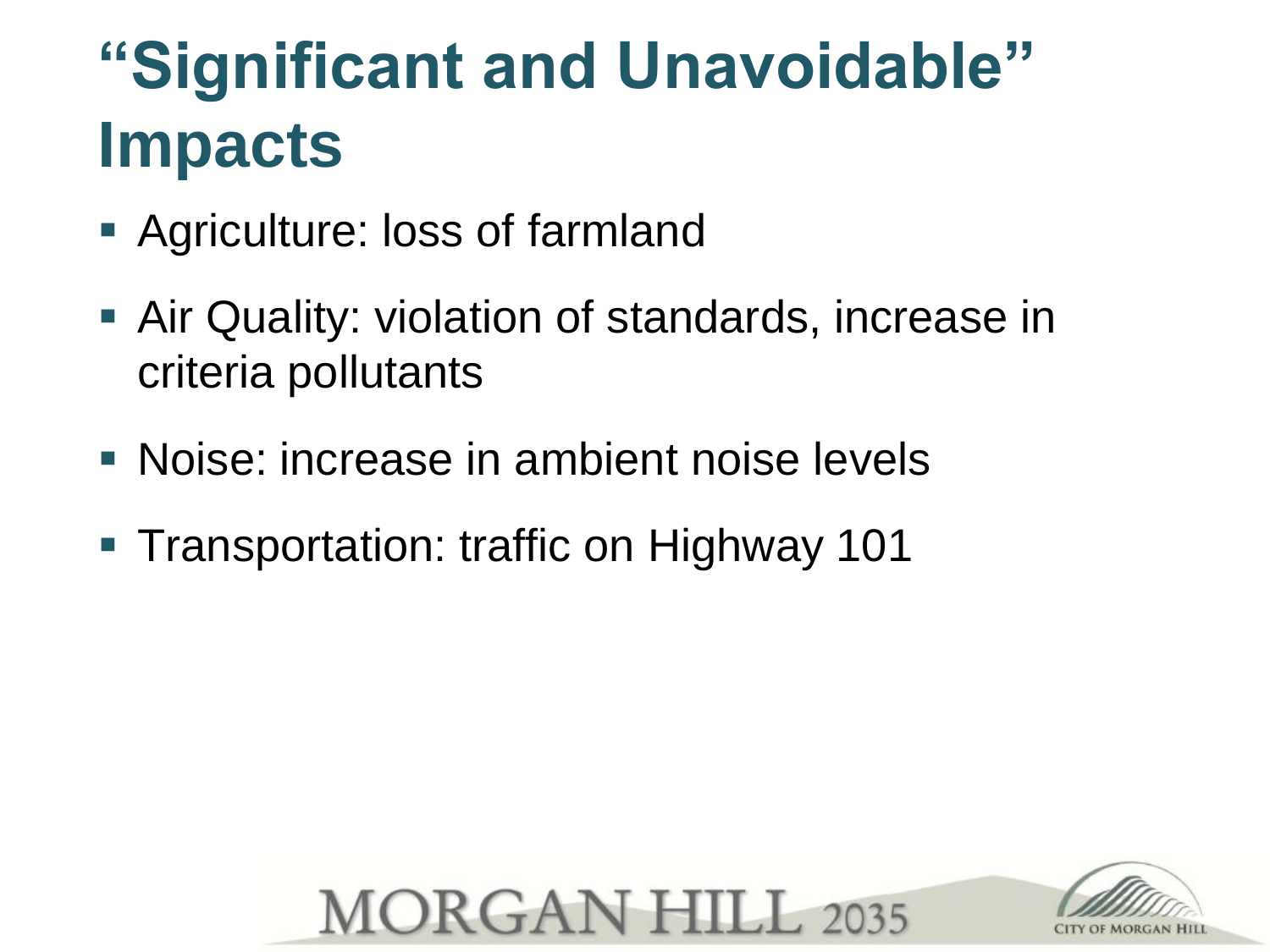# "Significant and Unavoidable" Impacts

- Agriculture: loss of farmland
- Air Quality: violation of standards, increase in criteria pollutants
- Noise: increase in ambient noise levels
- Transportation: traffic on Highway 101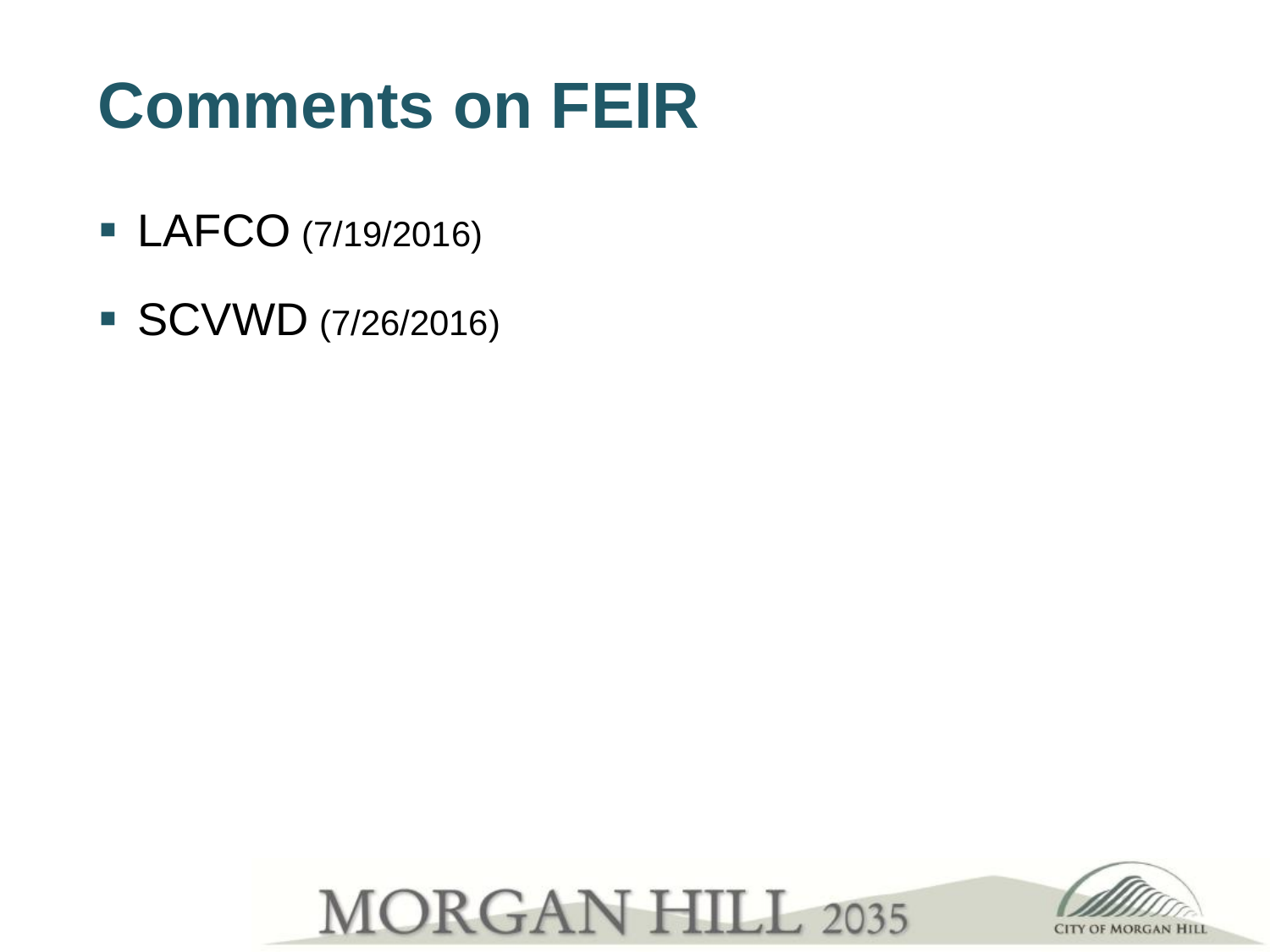# Comments on FEIR

- LAFCO (7/19/2016)
- SCVWD (7/26/2016)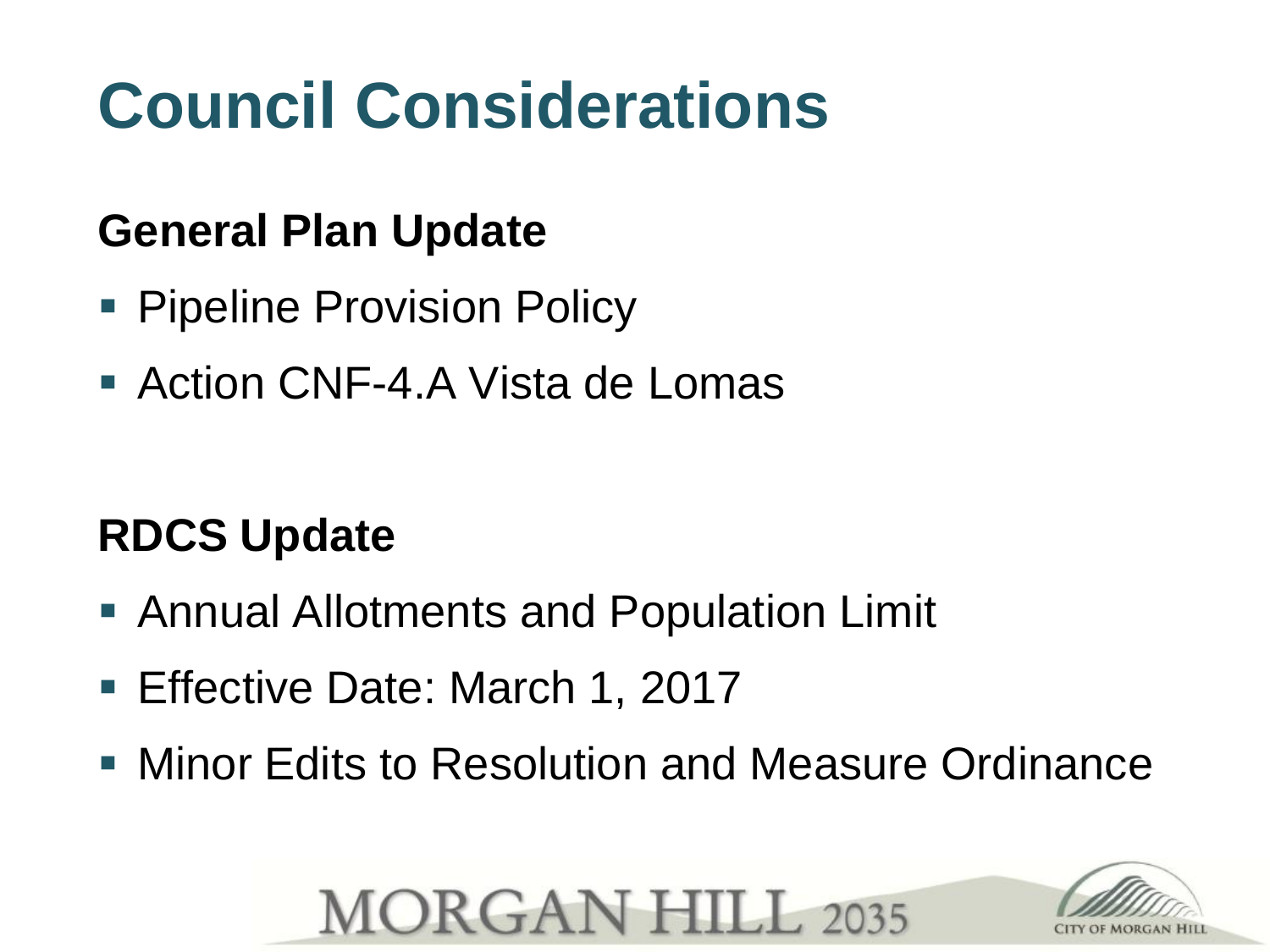# Council Considerations

## General Plan Update

- Pipeline Provision Policy
- Action CNF-4.A Vista de Lomas

## RDCS Update

- Annual Allotments and Population Limit
- Effective Date: March 1, 2017
- Minor Edits to Resolution and Measure Ordinance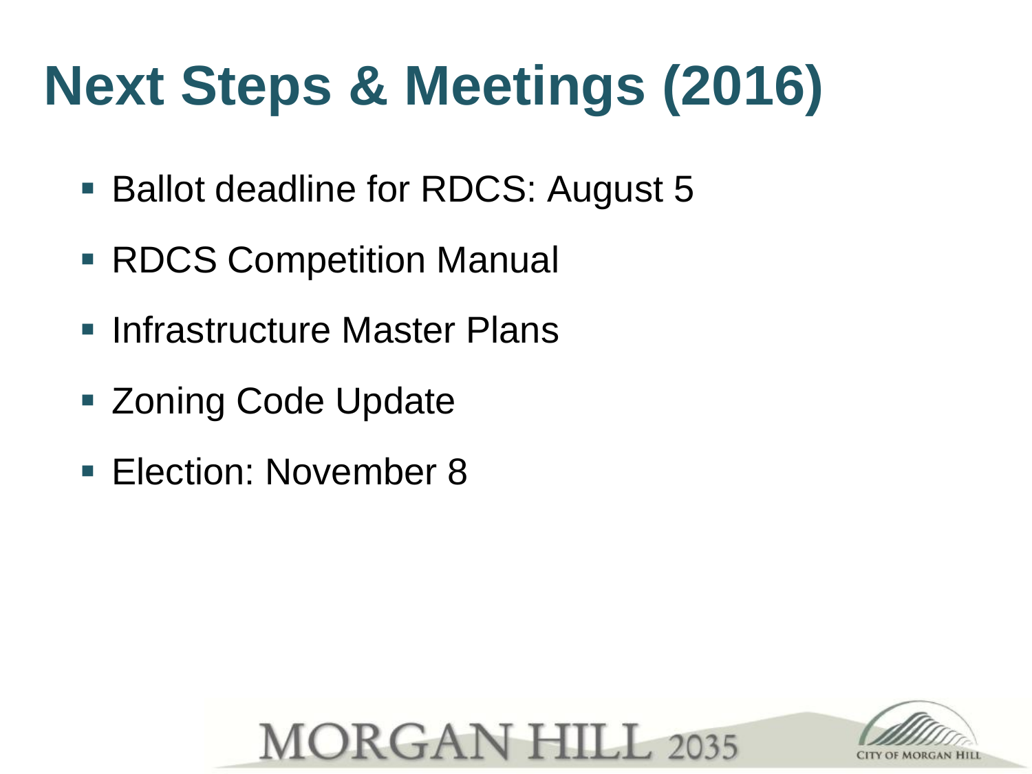# Next Steps & Meetings (2016)

- Ballot deadline for RDCS: August 5
- RDCS Competition Manual
- Infrastructure Master Plans
- Zoning Code Update
- Election: November 8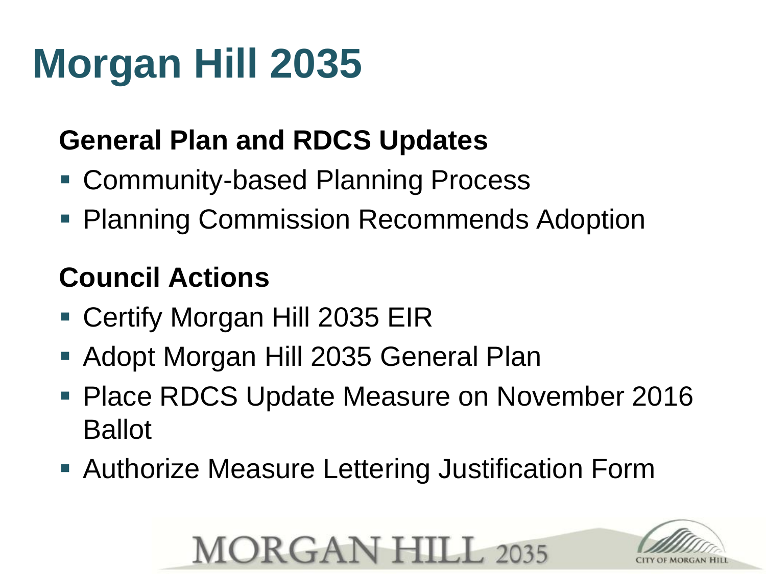# Morgan Hill 2035

## General Plan and RDCS Updates

- Community-based Planning Process
- Planning Commission Recommends Adoption

## Council Actions

- Certify Morgan Hill 2035 EIR
- Adopt Morgan Hill 2035 General Plan
- Place RDCS Update Measure on November 2016 Ballot
- Authorize Measure Lettering Justification Form

MORGAN HILL 2035

CITY OF MORGAN HILL